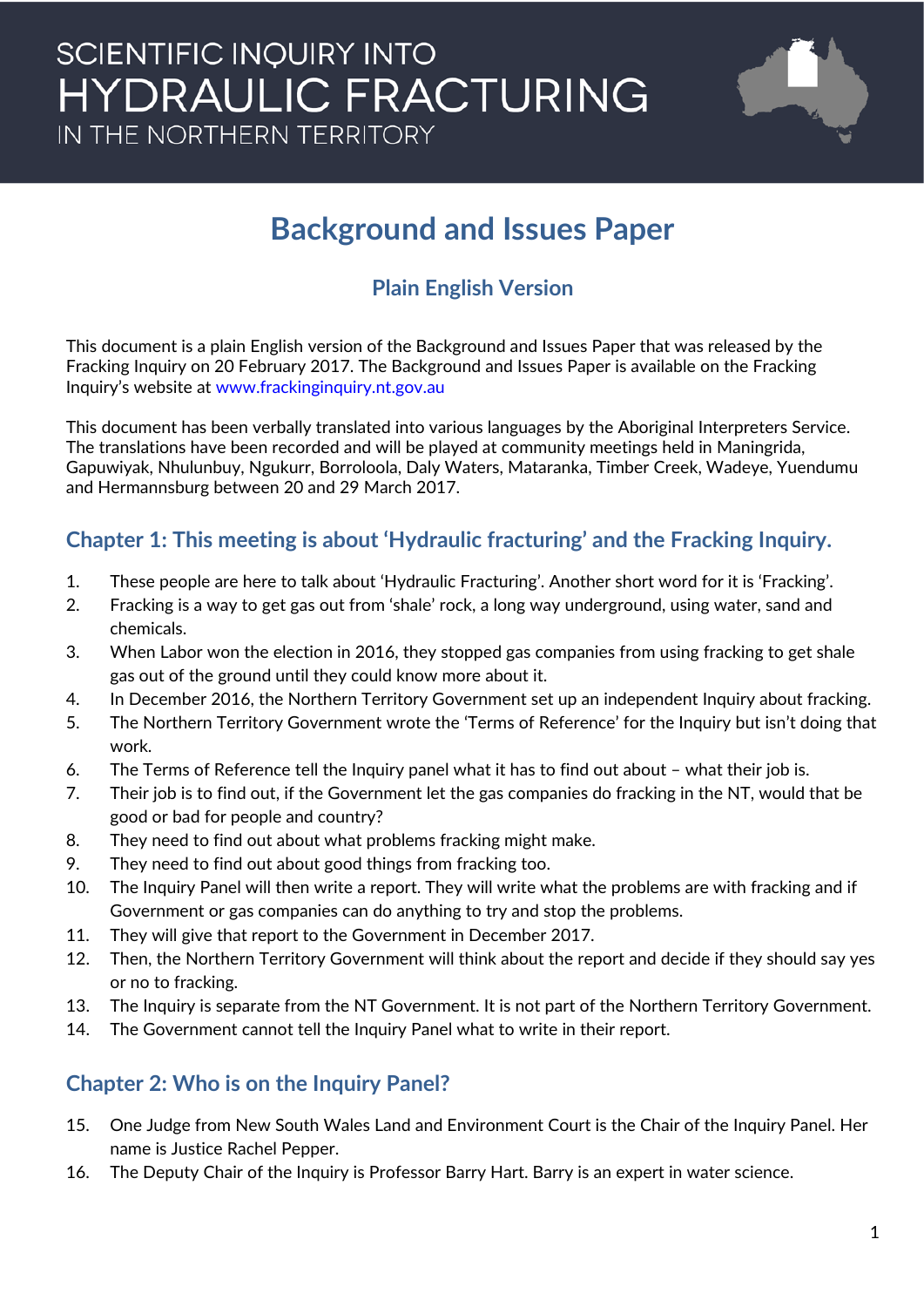# SCIENTIFIC INQUIRY INTO HYDRAULIC FRACTURING IN THE NORTHERN TERRITORY

# Background and Issues Paper

## Plain English Version

This document is a plain English version of the Background and Issues Paper that was released by the Fracking Inquiry on 20 February 2017. The Background and Issues Paper is available on the Fracking Inquiry's website at www.frackinginquiry.nt.gov.au

This document has been verbally translated into various languages by the Aboriginal Interpreters Service. The translations have been recorded and will be played at community meetings held in Maningrida, Gapuwiyak, Nhulunbuy, Ngukurr, Borroloola, Daly Waters, Mataranka, Timber Creek, Wadeye, Yuendumu and Hermannsburg between 20 and 29 March 2017.

## Chapter 1: This meeting is about 'Hydraulic fracturing' and the Fracking Inquiry.

1. These people are here to talk about 'Hydraulic Fracturing'. Another short word for it is 'Fracking'.
2. Fracking is a way to get gas out from 'shale' rock, a long way underground, using water, sand and chemicals.
3. When Labor won the election in 2016, they stopped gas companies from using fracking to get shale gas out of the ground until they could know more about it.
4. In December 2016, the Northern Territory Government set up an independent Inquiry about fracking.
5. The Northern Territory Government wrote the 'Terms of Reference' for the Inquiry but isn't doing that work.
6. The Terms of Reference tell the Inquiry panel what it has to find out about – what their job is.
7. Their job is to find out, if the Government let the gas companies do fracking in the NT, would that be good or bad for people and country?
8. They need to find out about what problems fracking might make.
9. They need to find out about good things from fracking too.
10. The Inquiry Panel will then write a report. They will write what the problems are with fracking and if Government or gas companies can do anything to try and stop the problems.
11. They will give that report to the Government in December 2017.
12. Then, the Northern Territory Government will think about the report and decide if they should say yes or no to fracking.
13. The Inquiry is separate from the NT Government. It is not part of the Northern Territory Government.
14. The Government cannot tell the Inquiry Panel what to write in their report.

## Chapter 2: Who is on the Inquiry Panel?

15. One Judge from New South Wales Land and Environment Court is the Chair of the Inquiry Panel. Her name is Justice Rachel Pepper.
16. The Deputy Chair of the Inquiry is Professor Barry Hart. Barry is an expert in water science.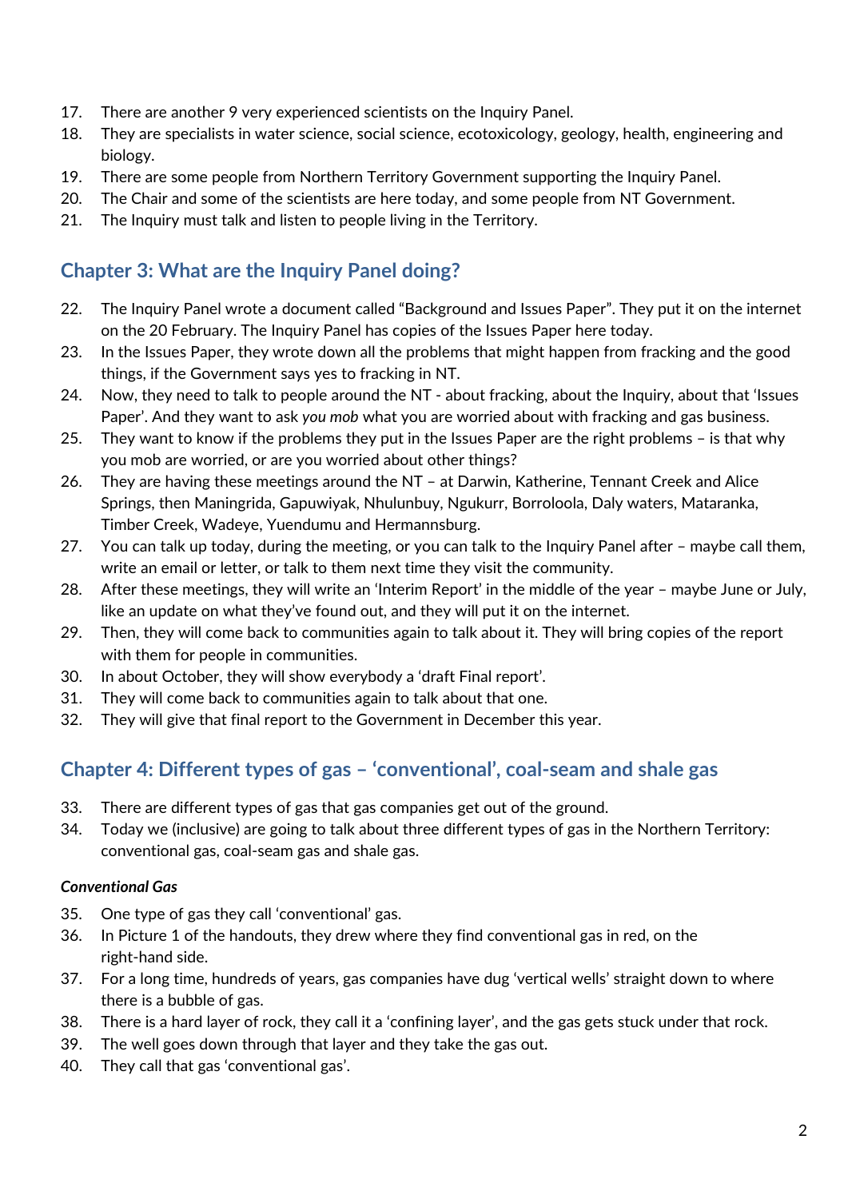17. There are another 9 very experienced scientists on the Inquiry Panel.
18. They are specialists in water science, social science, ecotoxicology, geology, health, engineering and biology.
19. There are some people from Northern Territory Government supporting the Inquiry Panel.
20. The Chair and some of the scientists are here today, and some people from NT Government.
21. The Inquiry must talk and listen to people living in the Territory.

## Chapter 3: What are the Inquiry Panel doing?

22. The Inquiry Panel wrote a document called "Background and Issues Paper". They put it on the internet on the 20 February. The Inquiry Panel has copies of the Issues Paper here today.
23. In the Issues Paper, they wrote down all the problems that might happen from fracking and the good things, if the Government says yes to fracking in NT.
24. Now, they need to talk to people around the NT - about fracking, about the Inquiry, about that 'Issues Paper'. And they want to ask *you mob* what you are worried about with fracking and gas business.
25. They want to know if the problems they put in the Issues Paper are the right problems – is that why you mob are worried, or are you worried about other things?
26. They are having these meetings around the NT – at Darwin, Katherine, Tennant Creek and Alice Springs, then Maningrida, Gapuwiyak, Nhulunbuy, Ngukurr, Borroloola, Daly waters, Mataranka, Timber Creek, Wadeye, Yuendumu and Hermannsburg.
27. You can talk up today, during the meeting, or you can talk to the Inquiry Panel after – maybe call them, write an email or letter, or talk to them next time they visit the community.
28. After these meetings, they will write an 'Interim Report' in the middle of the year – maybe June or July, like an update on what they've found out, and they will put it on the internet.
29. Then, they will come back to communities again to talk about it. They will bring copies of the report with them for people in communities.
30. In about October, they will show everybody a 'draft Final report'.
31. They will come back to communities again to talk about that one.
32. They will give that final report to the Government in December this year.

## Chapter 4: Different types of gas – 'conventional', coal-seam and shale gas

33. There are different types of gas that gas companies get out of the ground.
34. Today we (inclusive) are going to talk about three different types of gas in the Northern Territory: conventional gas, coal-seam gas and shale gas.

#### *Conventional Gas*

35. One type of gas they call 'conventional' gas.
36. In Picture 1 of the handouts, they drew where they find conventional gas in red, on the right-hand side.
37. For a long time, hundreds of years, gas companies have dug 'vertical wells' straight down to where there is a bubble of gas.
38. There is a hard layer of rock, they call it a 'confining layer', and the gas gets stuck under that rock.
39. The well goes down through that layer and they take the gas out.
40. They call that gas 'conventional gas'.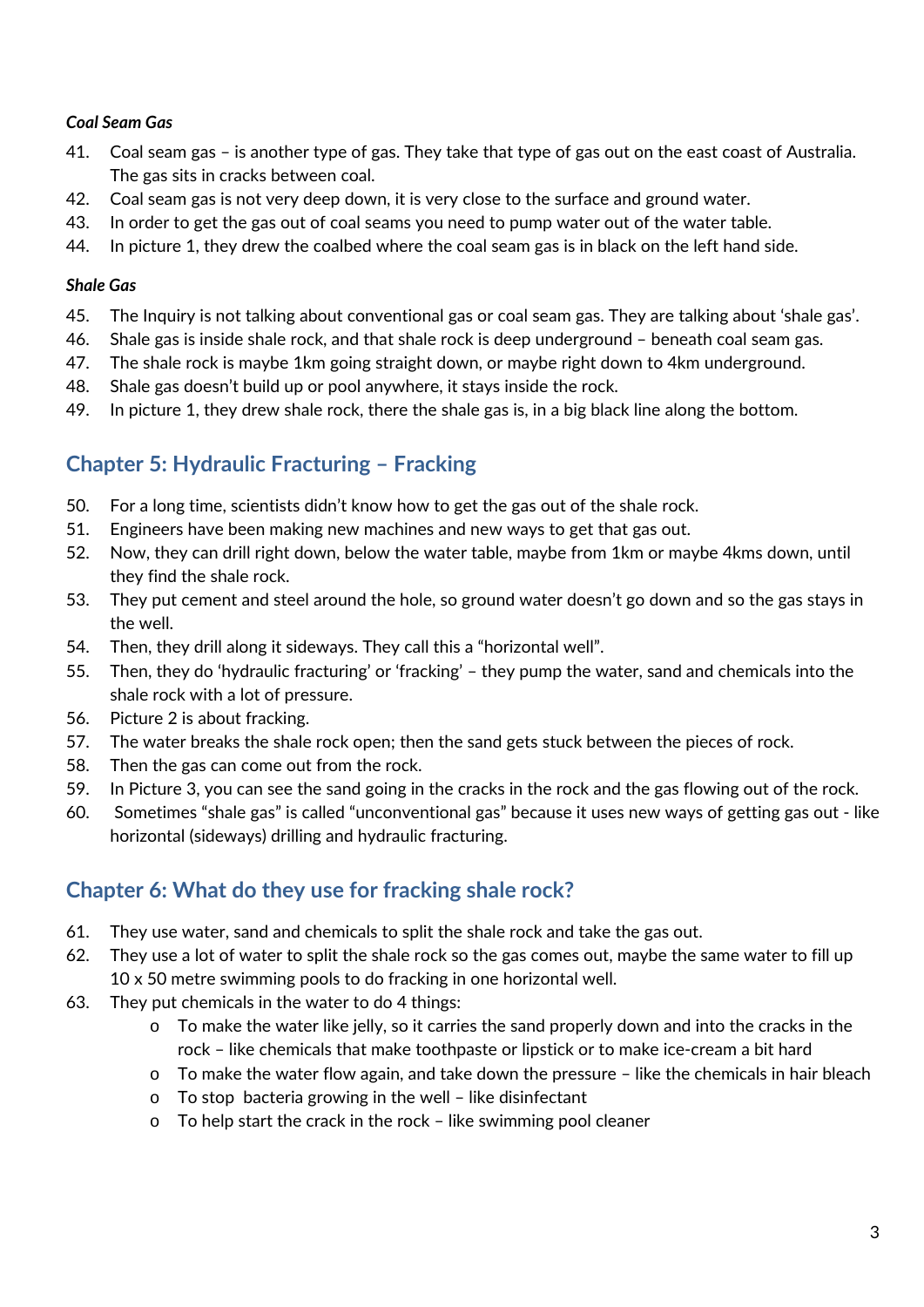*Coal Seam Gas*

41. Coal seam gas – is another type of gas. They take that type of gas out on the east coast of Australia. The gas sits in cracks between coal.
42. Coal seam gas is not very deep down, it is very close to the surface and ground water.
43. In order to get the gas out of coal seams you need to pump water out of the water table.
44. In picture 1, they drew the coalbed where the coal seam gas is in black on the left hand side.

*Shale Gas*

45. The Inquiry is not talking about conventional gas or coal seam gas. They are talking about 'shale gas'.
46. Shale gas is inside shale rock, and that shale rock is deep underground – beneath coal seam gas.
47. The shale rock is maybe 1km going straight down, or maybe right down to 4km underground.
48. Shale gas doesn't build up or pool anywhere, it stays inside the rock.
49. In picture 1, they drew shale rock, there the shale gas is, in a big black line along the bottom.

## Chapter 5: Hydraulic Fracturing – Fracking

50. For a long time, scientists didn't know how to get the gas out of the shale rock.
51. Engineers have been making new machines and new ways to get that gas out.
52. Now, they can drill right down, below the water table, maybe from 1km or maybe 4kms down, until they find the shale rock.
53. They put cement and steel around the hole, so ground water doesn't go down and so the gas stays in the well.
54. Then, they drill along it sideways. They call this a "horizontal well".
55. Then, they do 'hydraulic fracturing' or 'fracking' – they pump the water, sand and chemicals into the shale rock with a lot of pressure.
56. Picture 2 is about fracking.
57. The water breaks the shale rock open; then the sand gets stuck between the pieces of rock.
58. Then the gas can come out from the rock.
59. In Picture 3, you can see the sand going in the cracks in the rock and the gas flowing out of the rock.
60. Sometimes "shale gas" is called "unconventional gas" because it uses new ways of getting gas out - like horizontal (sideways) drilling and hydraulic fracturing.

## Chapter 6: What do they use for fracking shale rock?

61. They use water, sand and chemicals to split the shale rock and take the gas out.
62. They use a lot of water to split the shale rock so the gas comes out, maybe the same water to fill up 10 x 50 metre swimming pools to do fracking in one horizontal well.
63. They put chemicals in the water to do 4 things:
    - To make the water like jelly, so it carries the sand properly down and into the cracks in the rock – like chemicals that make toothpaste or lipstick or to make ice-cream a bit hard
    - To make the water flow again, and take down the pressure – like the chemicals in hair bleach
    - To stop bacteria growing in the well – like disinfectant
    - To help start the crack in the rock – like swimming pool cleaner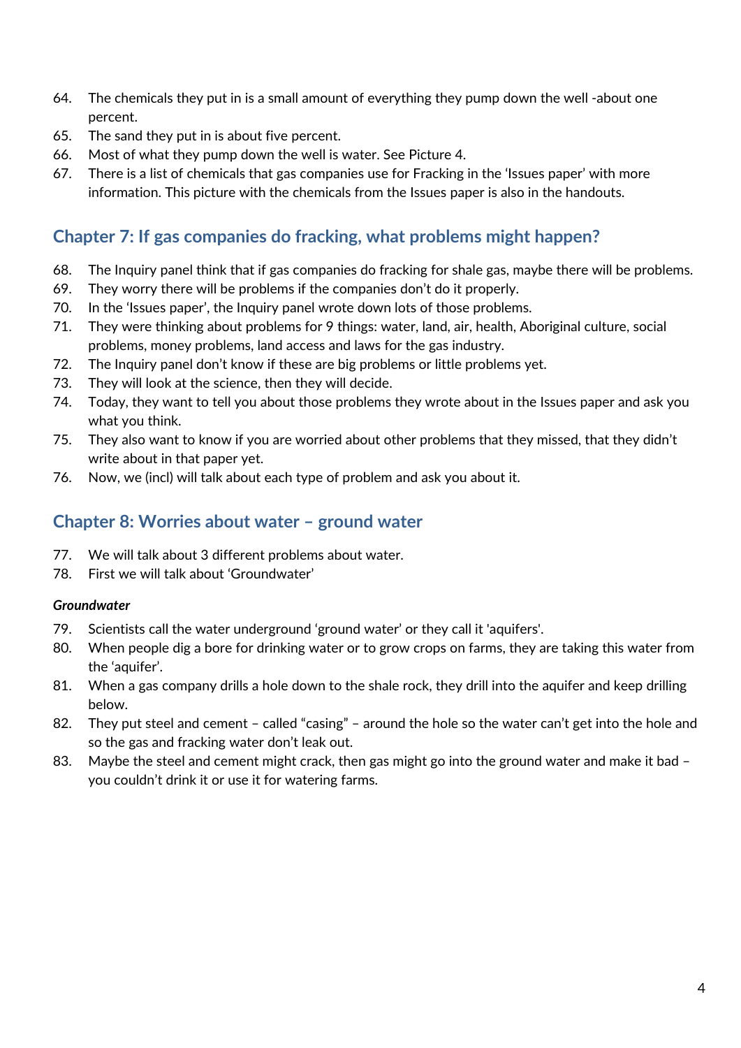64. The chemicals they put in is a small amount of everything they pump down the well -about one percent.
65. The sand they put in is about five percent.
66. Most of what they pump down the well is water. See Picture 4.
67. There is a list of chemicals that gas companies use for Fracking in the 'Issues paper' with more information. This picture with the chemicals from the Issues paper is also in the handouts.

## Chapter 7: If gas companies do fracking, what problems might happen?

68. The Inquiry panel think that if gas companies do fracking for shale gas, maybe there will be problems.
69. They worry there will be problems if the companies don't do it properly.
70. In the 'Issues paper', the Inquiry panel wrote down lots of those problems.
71. They were thinking about problems for 9 things: water, land, air, health, Aboriginal culture, social problems, money problems, land access and laws for the gas industry.
72. The Inquiry panel don't know if these are big problems or little problems yet.
73. They will look at the science, then they will decide.
74. Today, they want to tell you about those problems they wrote about in the Issues paper and ask you what you think.
75. They also want to know if you are worried about other problems that they missed, that they didn't write about in that paper yet.
76. Now, we (incl) will talk about each type of problem and ask you about it.

## Chapter 8: Worries about water – ground water

77. We will talk about 3 different problems about water.
78. First we will talk about 'Groundwater'

***Groundwater***

79. Scientists call the water underground 'ground water' or they call it 'aquifers'.
80. When people dig a bore for drinking water or to grow crops on farms, they are taking this water from the 'aquifer'.
81. When a gas company drills a hole down to the shale rock, they drill into the aquifer and keep drilling below.
82. They put steel and cement – called "casing" – around the hole so the water can't get into the hole and so the gas and fracking water don't leak out.
83. Maybe the steel and cement might crack, then gas might go into the ground water and make it bad – you couldn't drink it or use it for watering farms.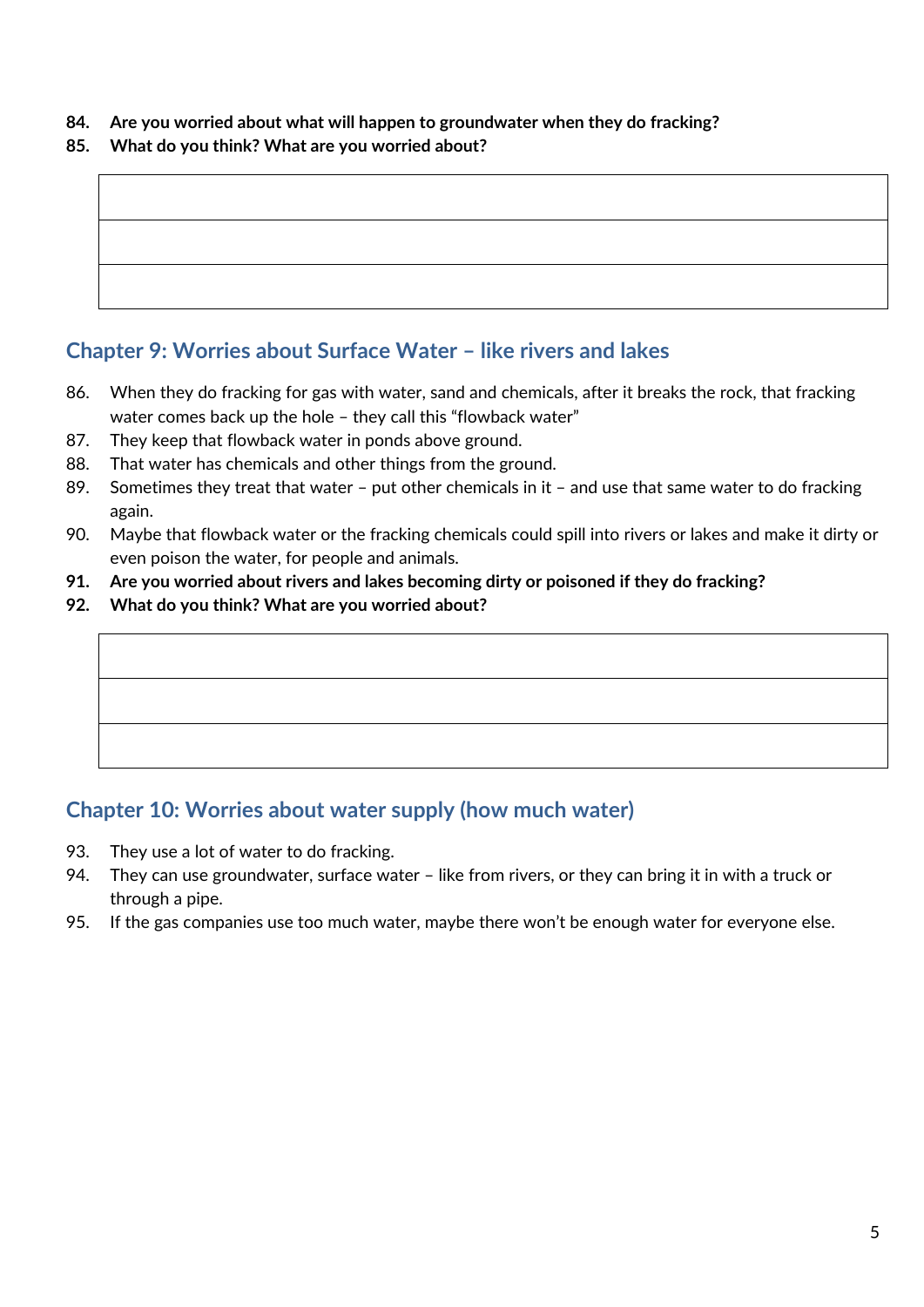**84. Are you worried about what will happen to groundwater when they do fracking?**

**85. What do you think? What are you worried about?**

| |
|---|
| |
| |
| |

## Chapter 9: Worries about Surface Water – like rivers and lakes

86. When they do fracking for gas with water, sand and chemicals, after it breaks the rock, that fracking water comes back up the hole – they call this "flowback water"
87. They keep that flowback water in ponds above ground.
88. That water has chemicals and other things from the ground.
89. Sometimes they treat that water – put other chemicals in it – and use that same water to do fracking again.
90. Maybe that flowback water or the fracking chemicals could spill into rivers or lakes and make it dirty or even poison the water, for people and animals.

**91. Are you worried about rivers and lakes becoming dirty or poisoned if they do fracking?**

**92. What do you think? What are you worried about?**

| |
|---|
| |
| |
| |

## Chapter 10: Worries about water supply (how much water)

93. They use a lot of water to do fracking.
94. They can use groundwater, surface water – like from rivers, or they can bring it in with a truck or through a pipe.
95. If the gas companies use too much water, maybe there won't be enough water for everyone else.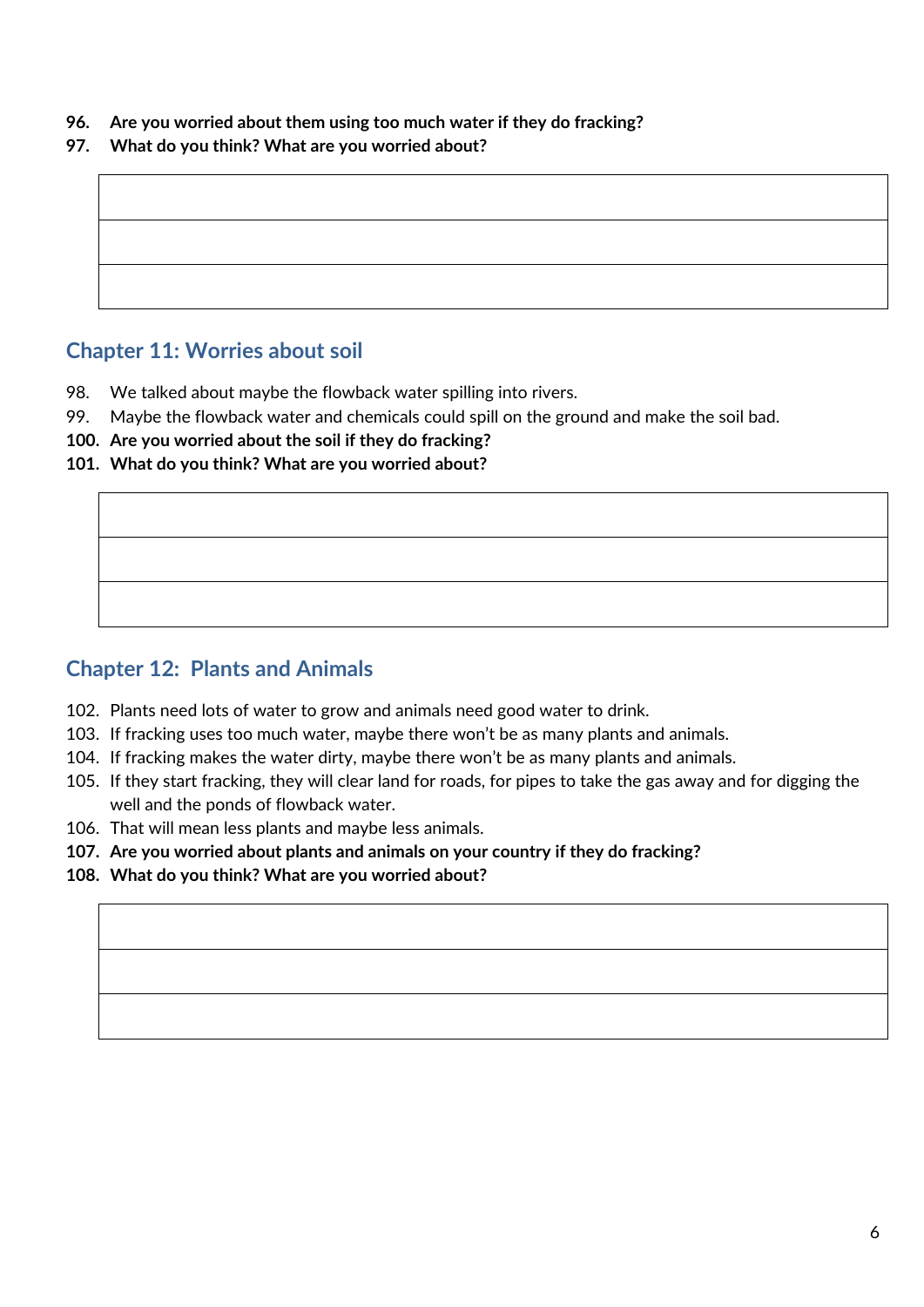96. **Are you worried about them using too much water if they do fracking?**
97. **What do you think? What are you worried about?**

| |
|---|
| |
| |
| |

## Chapter 11: Worries about soil

98. We talked about maybe the flowback water spilling into rivers.
99. Maybe the flowback water and chemicals could spill on the ground and make the soil bad.
100. **Are you worried about the soil if they do fracking?**
101. **What do you think? What are you worried about?**

| |
|---|
| |
| |
| |

## Chapter 12: Plants and Animals

102. Plants need lots of water to grow and animals need good water to drink.
103. If fracking uses too much water, maybe there won't be as many plants and animals.
104. If fracking makes the water dirty, maybe there won't be as many plants and animals.
105. If they start fracking, they will clear land for roads, for pipes to take the gas away and for digging the well and the ponds of flowback water.
106. That will mean less plants and maybe less animals.
107. **Are you worried about plants and animals on your country if they do fracking?**
108. **What do you think? What are you worried about?**

| |
|---|
| |
| |
| |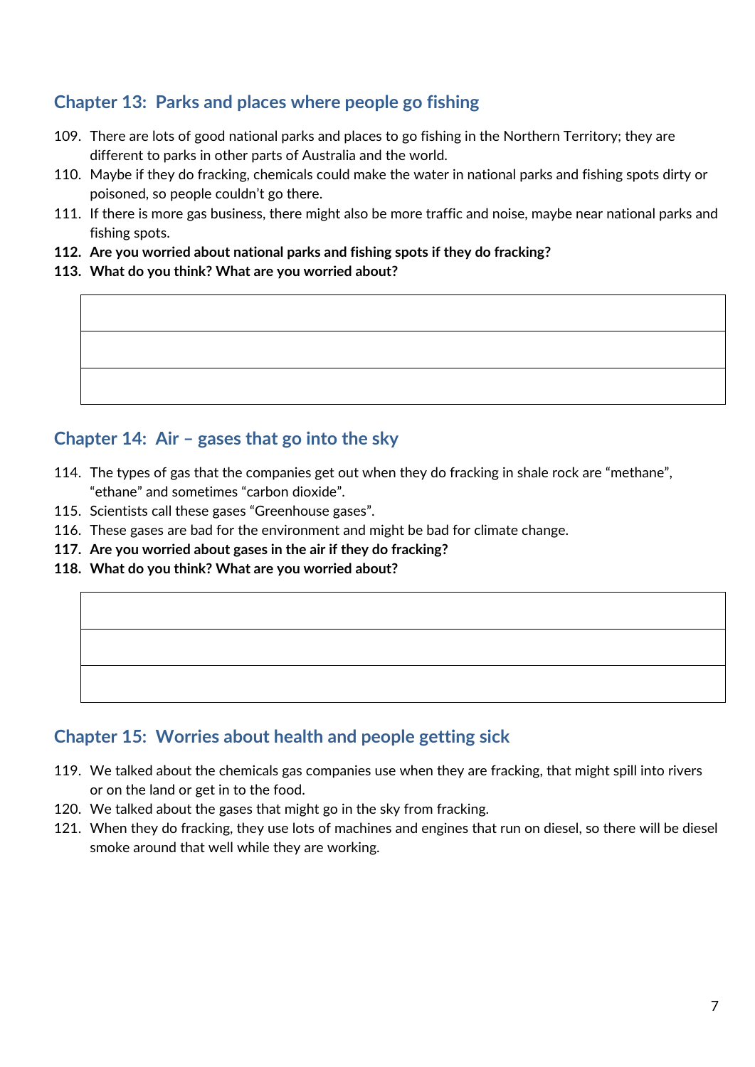## Chapter 13: Parks and places where people go fishing

109. There are lots of good national parks and places to go fishing in the Northern Territory; they are different to parks in other parts of Australia and the world.
110. Maybe if they do fracking, chemicals could make the water in national parks and fishing spots dirty or poisoned, so people couldn't go there.
111. If there is more gas business, there might also be more traffic and noise, maybe near national parks and fishing spots.
112. **Are you worried about national parks and fishing spots if they do fracking?**
113. **What do you think? What are you worried about?**

| |
|---|
| |
| |
| |

## Chapter 14: Air – gases that go into the sky

114. The types of gas that the companies get out when they do fracking in shale rock are "methane", "ethane" and sometimes "carbon dioxide".
115. Scientists call these gases "Greenhouse gases".
116. These gases are bad for the environment and might be bad for climate change.
117. **Are you worried about gases in the air if they do fracking?**
118. **What do you think? What are you worried about?**

| |
|---|
| |
| |
| |

## Chapter 15: Worries about health and people getting sick

119. We talked about the chemicals gas companies use when they are fracking, that might spill into rivers or on the land or get in to the food.
120. We talked about the gases that might go in the sky from fracking.
121. When they do fracking, they use lots of machines and engines that run on diesel, so there will be diesel smoke around that well while they are working.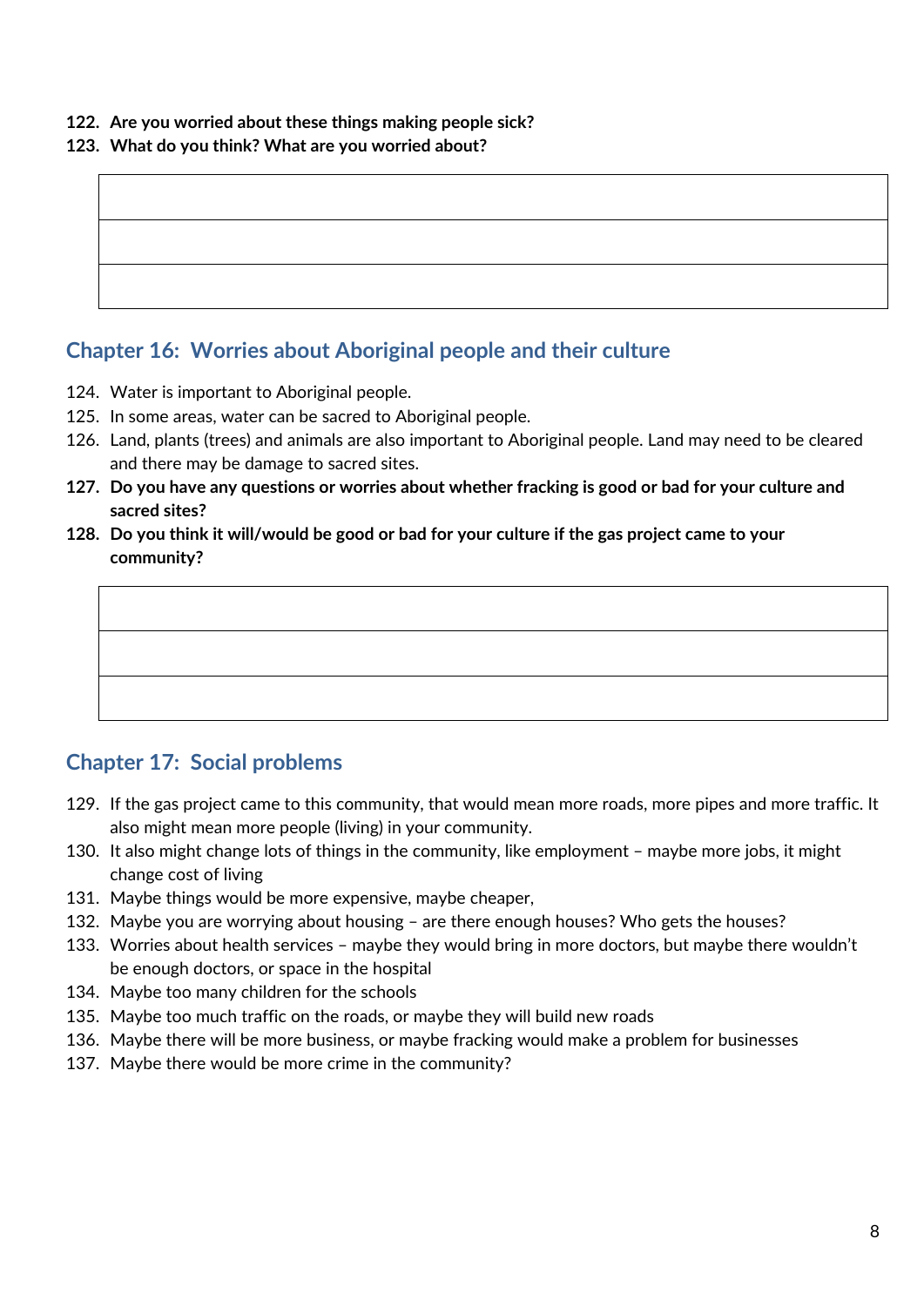**122. Are you worried about these things making people sick?**

**123. What do you think? What are you worried about?**

| |
|---|
| |
| |
| |

## Chapter 16: Worries about Aboriginal people and their culture

124. Water is important to Aboriginal people.
125. In some areas, water can be sacred to Aboriginal people.
126. Land, plants (trees) and animals are also important to Aboriginal people. Land may need to be cleared and there may be damage to sacred sites.

**127. Do you have any questions or worries about whether fracking is good or bad for your culture and sacred sites?**

**128. Do you think it will/would be good or bad for your culture if the gas project came to your community?**

| |
|---|
| |
| |
| |

## Chapter 17: Social problems

129. If the gas project came to this community, that would mean more roads, more pipes and more traffic. It also might mean more people (living) in your community.
130. It also might change lots of things in the community, like employment – maybe more jobs, it might change cost of living
131. Maybe things would be more expensive, maybe cheaper,
132. Maybe you are worrying about housing – are there enough houses? Who gets the houses?
133. Worries about health services – maybe they would bring in more doctors, but maybe there wouldn't be enough doctors, or space in the hospital
134. Maybe too many children for the schools
135. Maybe too much traffic on the roads, or maybe they will build new roads
136. Maybe there will be more business, or maybe fracking would make a problem for businesses
137. Maybe there would be more crime in the community?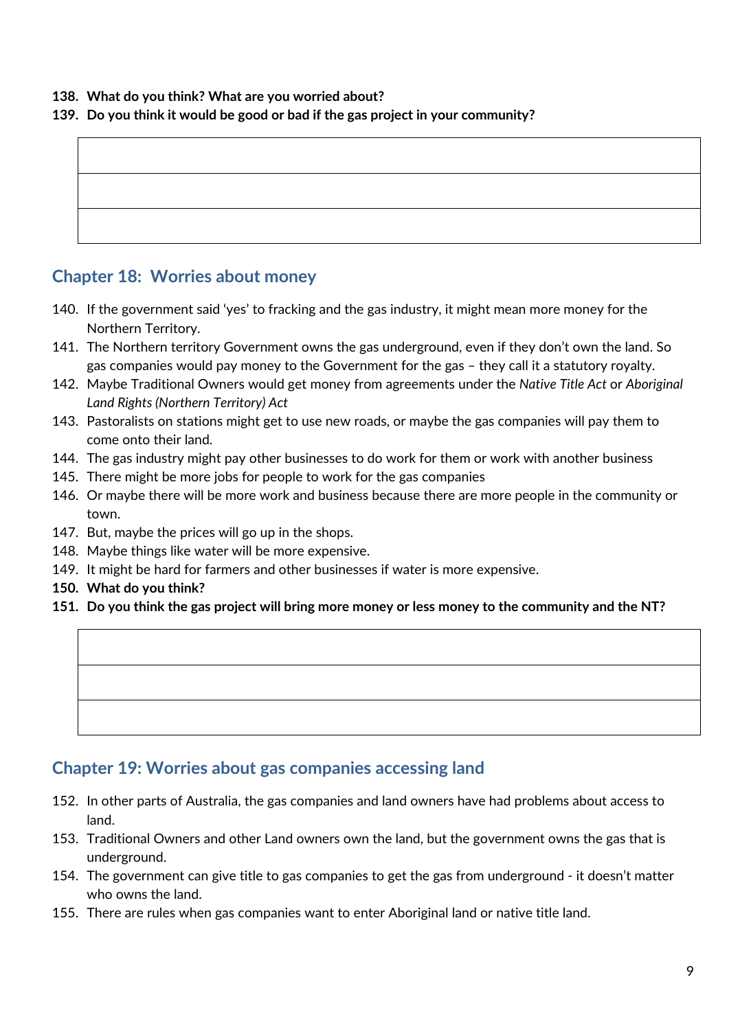**138. What do you think? What are you worried about?**

**139. Do you think it would be good or bad if the gas project in your community?**

| |
|---|
| |
| |
| |

## Chapter 18: Worries about money

140. If the government said 'yes' to fracking and the gas industry, it might mean more money for the Northern Territory.
141. The Northern territory Government owns the gas underground, even if they don't own the land. So gas companies would pay money to the Government for the gas – they call it a statutory royalty.
142. Maybe Traditional Owners would get money from agreements under the *Native Title Act* or *Aboriginal Land Rights (Northern Territory) Act*
143. Pastoralists on stations might get to use new roads, or maybe the gas companies will pay them to come onto their land.
144. The gas industry might pay other businesses to do work for them or work with another business
145. There might be more jobs for people to work for the gas companies
146. Or maybe there will be more work and business because there are more people in the community or town.
147. But, maybe the prices will go up in the shops.
148. Maybe things like water will be more expensive.
149. It might be hard for farmers and other businesses if water is more expensive.

**150. What do you think?**

**151. Do you think the gas project will bring more money or less money to the community and the NT?**

| |
|---|
| |
| |
| |

## Chapter 19: Worries about gas companies accessing land

152. In other parts of Australia, the gas companies and land owners have had problems about access to land.
153. Traditional Owners and other Land owners own the land, but the government owns the gas that is underground.
154. The government can give title to gas companies to get the gas from underground - it doesn't matter who owns the land.
155. There are rules when gas companies want to enter Aboriginal land or native title land.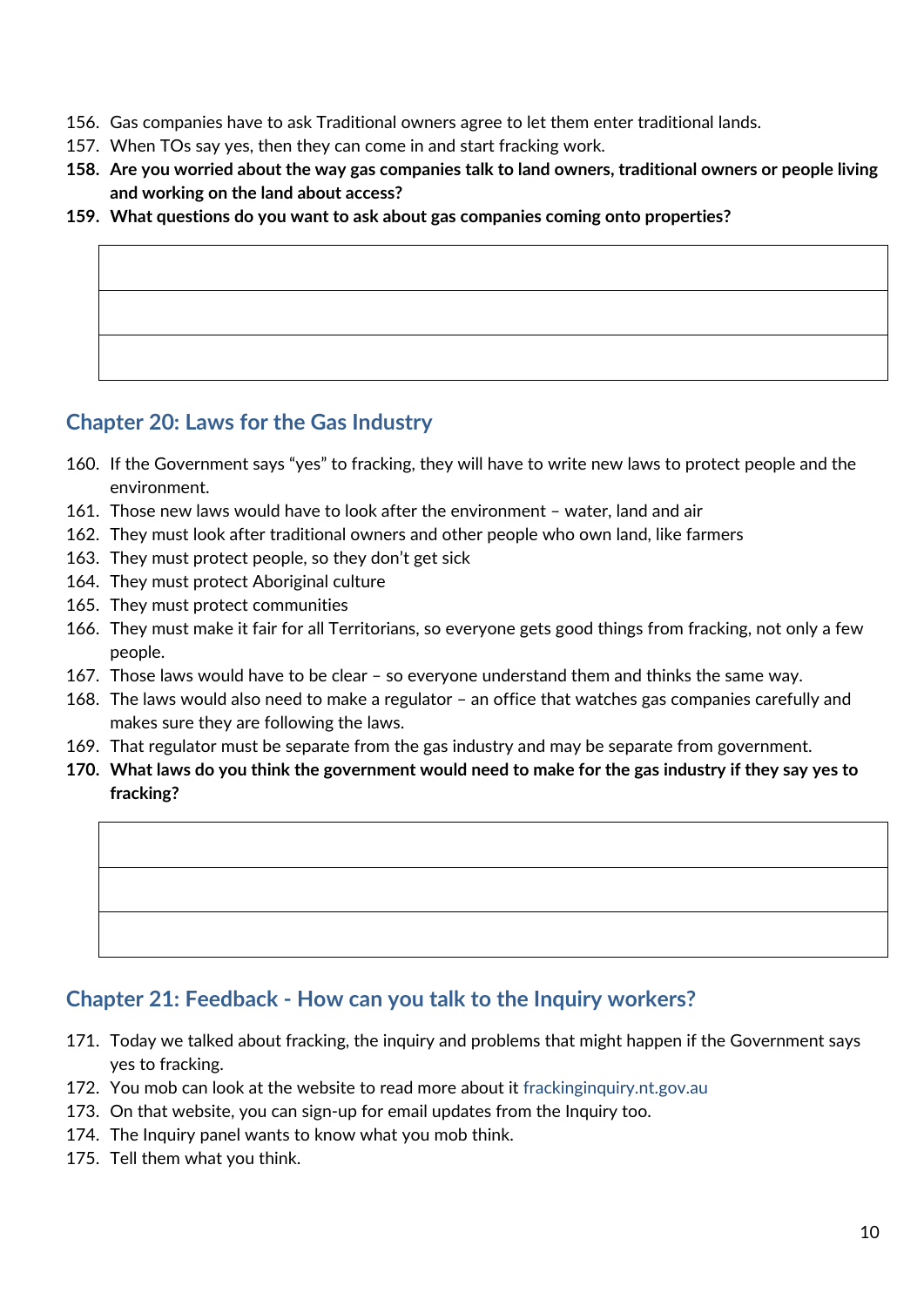156. Gas companies have to ask Traditional owners agree to let them enter traditional lands.
157. When TOs say yes, then they can come in and start fracking work.
158. **Are you worried about the way gas companies talk to land owners, traditional owners or people living and working on the land about access?**
159. **What questions do you want to ask about gas companies coming onto properties?**

| |
|---|
| |
| |
| |

## Chapter 20: Laws for the Gas Industry

160. If the Government says "yes" to fracking, they will have to write new laws to protect people and the environment.
161. Those new laws would have to look after the environment – water, land and air
162. They must look after traditional owners and other people who own land, like farmers
163. They must protect people, so they don't get sick
164. They must protect Aboriginal culture
165. They must protect communities
166. They must make it fair for all Territorians, so everyone gets good things from fracking, not only a few people.
167. Those laws would have to be clear – so everyone understand them and thinks the same way.
168. The laws would also need to make a regulator – an office that watches gas companies carefully and makes sure they are following the laws.
169. That regulator must be separate from the gas industry and may be separate from government.
170. **What laws do you think the government would need to make for the gas industry if they say yes to fracking?**

| |
|---|
| |
| |
| |

## Chapter 21: Feedback - How can you talk to the Inquiry workers?

171. Today we talked about fracking, the inquiry and problems that might happen if the Government says yes to fracking.
172. You mob can look at the website to read more about it frackinginquiry.nt.gov.au
173. On that website, you can sign-up for email updates from the Inquiry too.
174. The Inquiry panel wants to know what you mob think.
175. Tell them what you think.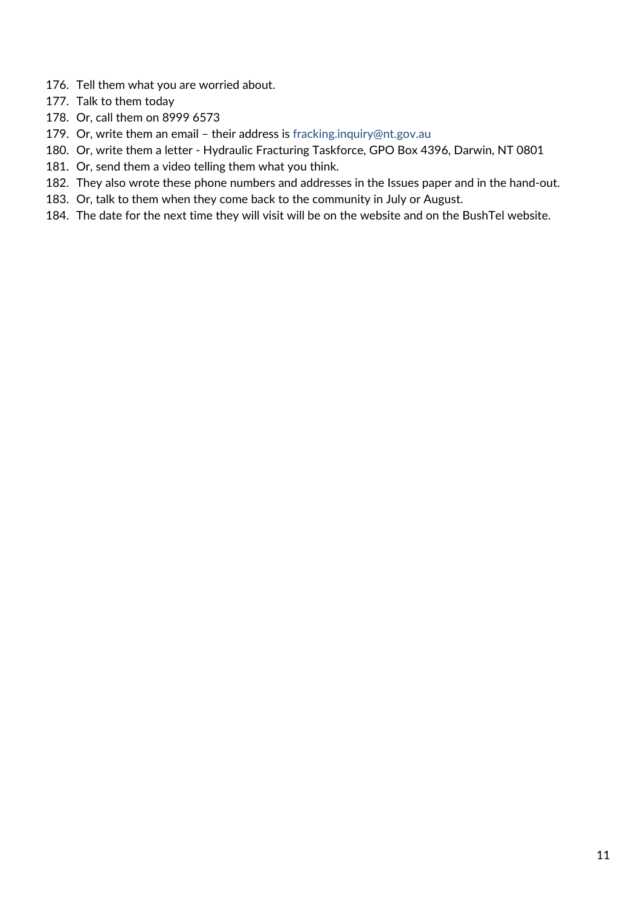176. Tell them what you are worried about.
177. Talk to them today
178. Or, call them on 8999 6573
179. Or, write them an email – their address is fracking.inquiry@nt.gov.au
180. Or, write them a letter - Hydraulic Fracturing Taskforce, GPO Box 4396, Darwin, NT 0801
181. Or, send them a video telling them what you think.
182. They also wrote these phone numbers and addresses in the Issues paper and in the hand-out.
183. Or, talk to them when they come back to the community in July or August.
184. The date for the next time they will visit will be on the website and on the BushTel website.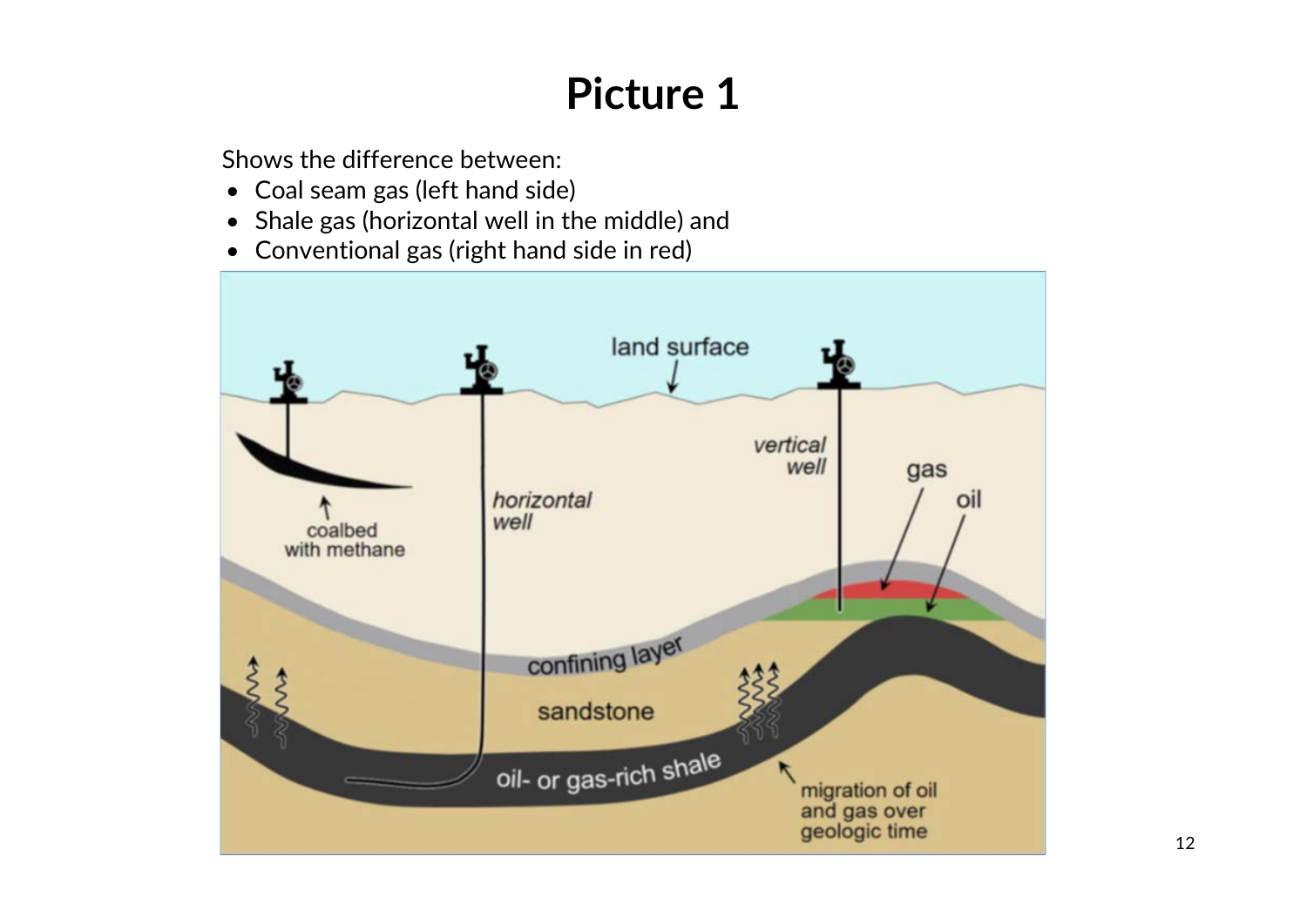# Picture 1

Shows the difference between:

- Coal seam gas (left hand side)
- Shale gas (horizontal well in the middle) and
- Conventional gas (right hand side in red)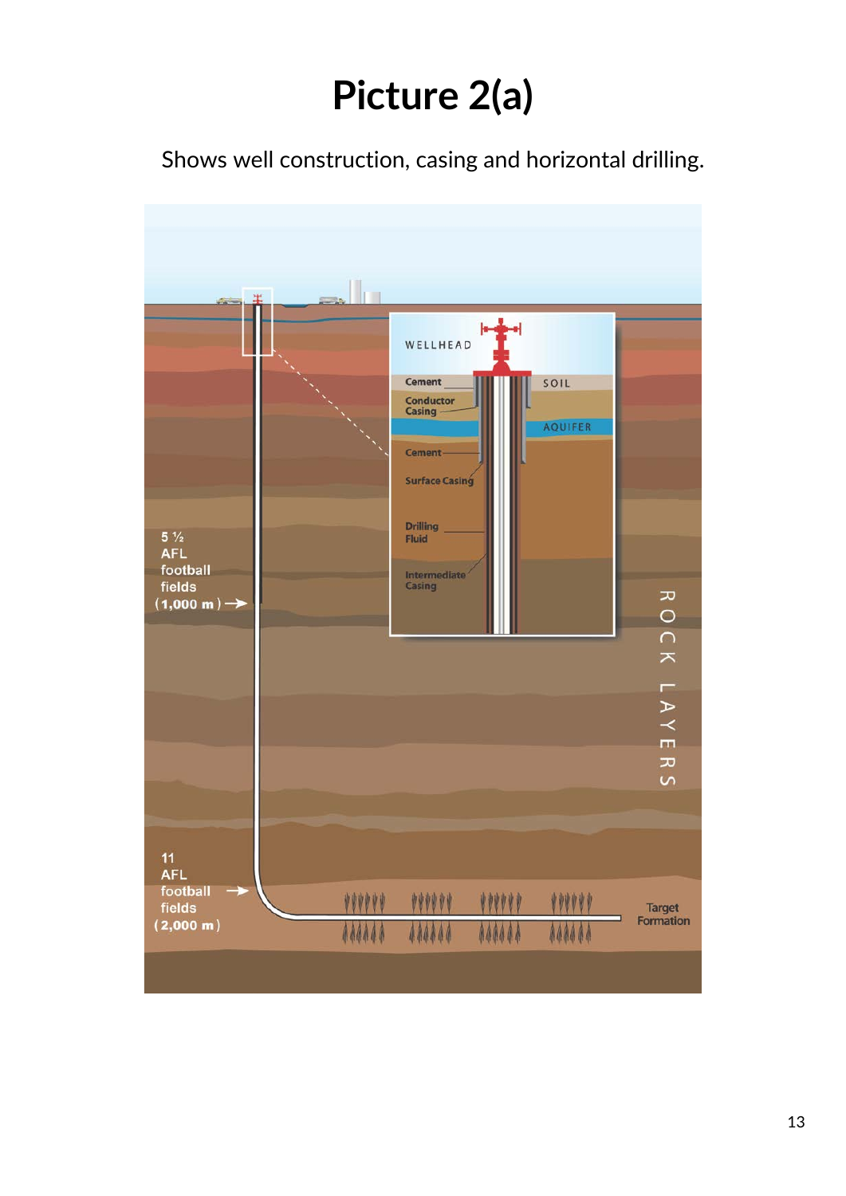# Picture 2(a)

Shows well construction, casing and horizontal drilling.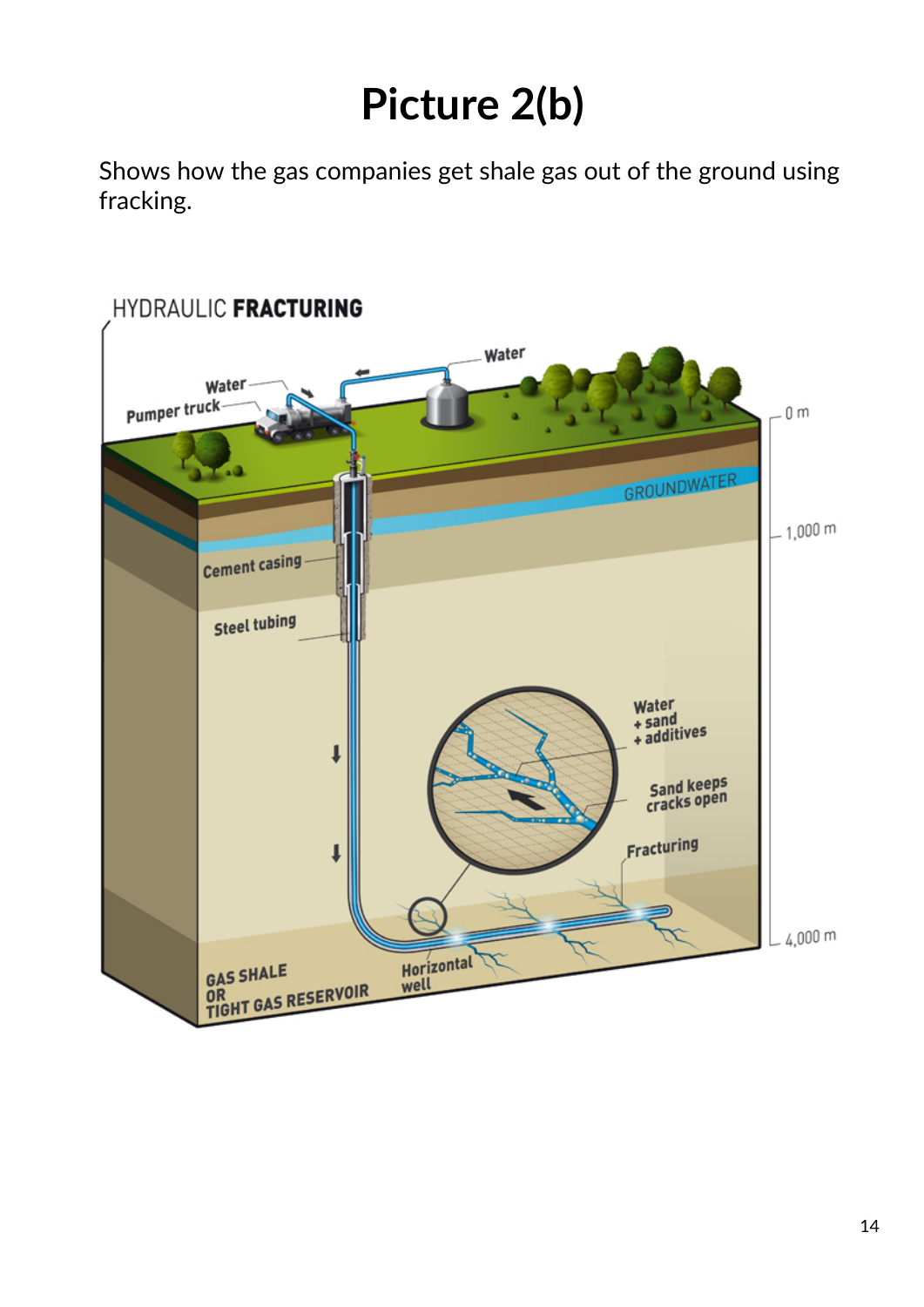# Picture 2(b)

Shows how the gas companies get shale gas out of the ground using fracking.

HYDRAULIC **FRACTURING**

Water

Water

Pumper truck

0 m

GROUNDWATER

1,000 m

Cement casing

Steel tubing

Water
+ sand
+ additives

Sand keeps cracks open

Fracturing

4,000 m

GAS SHALE OR TIGHT GAS RESERVOIR

Horizontal well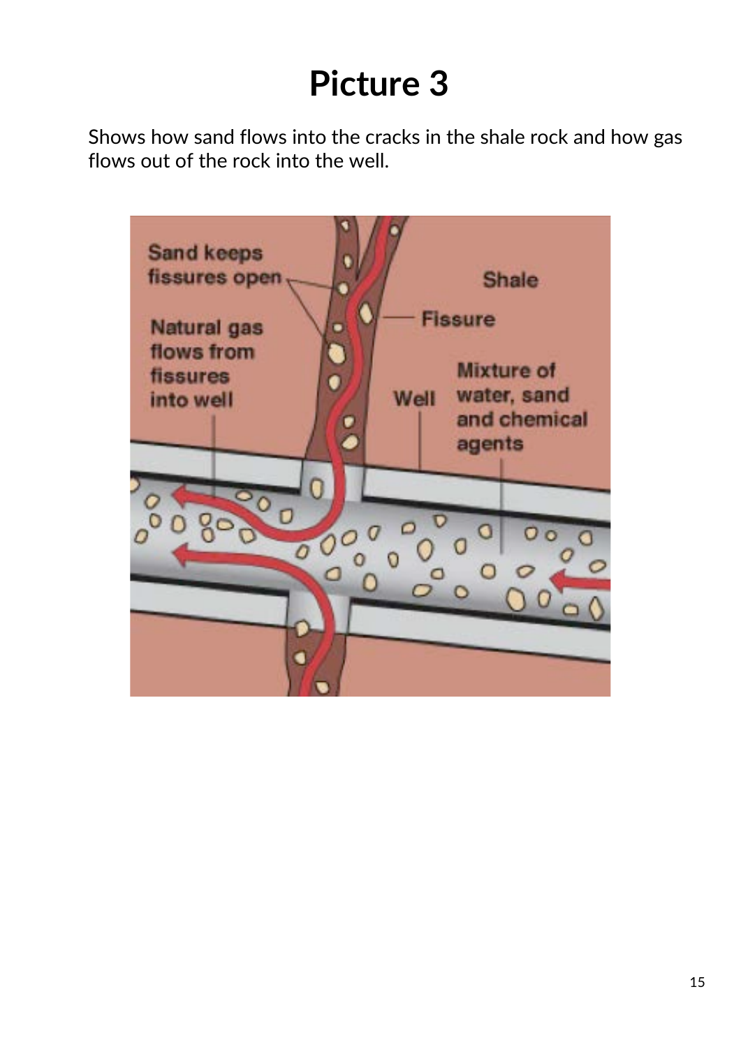# Picture 3

Shows how sand flows into the cracks in the shale rock and how gas flows out of the rock into the well.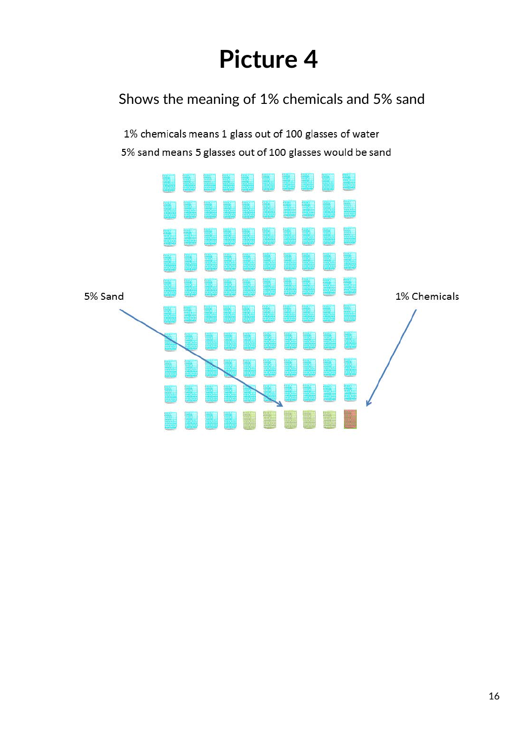# Picture 4

Shows the meaning of 1% chemicals and 5% sand

1% chemicals means 1 glass out of 100 glasses of water

5% sand means 5 glasses out of 100 glasses would be sand

5% Sand

1% Chemicals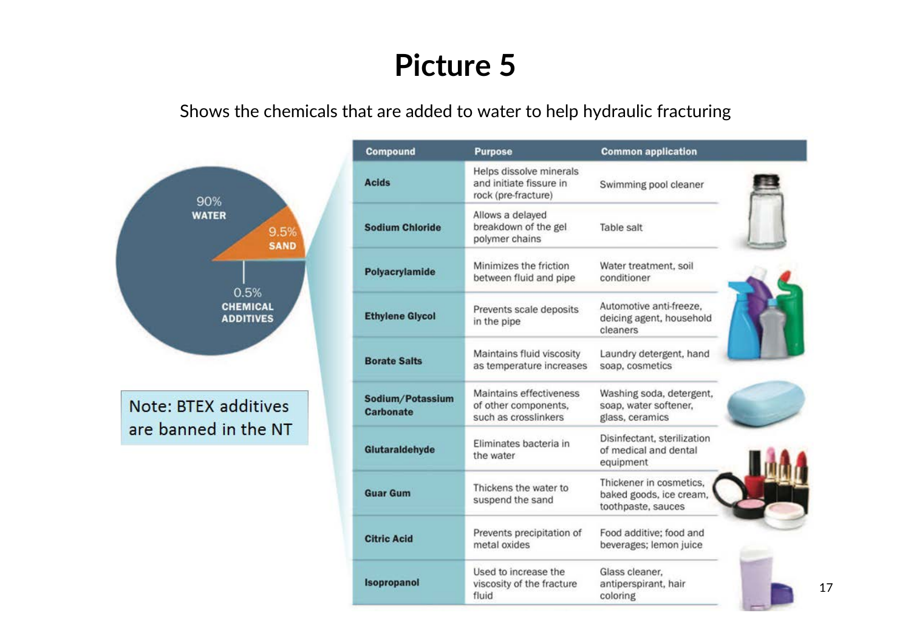# Picture 5

Shows the chemicals that are added to water to help hydraulic fracturing

90% WATER

9.5% SAND

0.5% CHEMICAL ADDITIVES

Note: BTEX additives are banned in the NT

| Compound | Purpose | Common application |
|---|---|---|
| Acids | Helps dissolve minerals and initiate fissure in rock (pre-fracture) | Swimming pool cleaner |
| Sodium Chloride | Allows a delayed breakdown of the gel polymer chains | Table salt |
| Polyacrylamide | Minimizes the friction between fluid and pipe | Water treatment, soil conditioner |
| Ethylene Glycol | Prevents scale deposits in the pipe | Automotive anti-freeze, deicing agent, household cleaners |
| Borate Salts | Maintains fluid viscosity as temperature increases | Laundry detergent, hand soap, cosmetics |
| Sodium/Potassium Carbonate | Maintains effectiveness of other components, such as crosslinkers | Washing soda, detergent, soap, water softener, glass, ceramics |
| Glutaraldehyde | Eliminates bacteria in the water | Disinfectant, sterilization of medical and dental equipment |
| Guar Gum | Thickens the water to suspend the sand | Thickener in cosmetics, baked goods, ice cream, toothpaste, sauces |
| Citric Acid | Prevents precipitation of metal oxides | Food additive; food and beverages; lemon juice |
| Isopropanol | Used to increase the viscosity of the fracture fluid | Glass cleaner, antiperspirant, hair coloring |